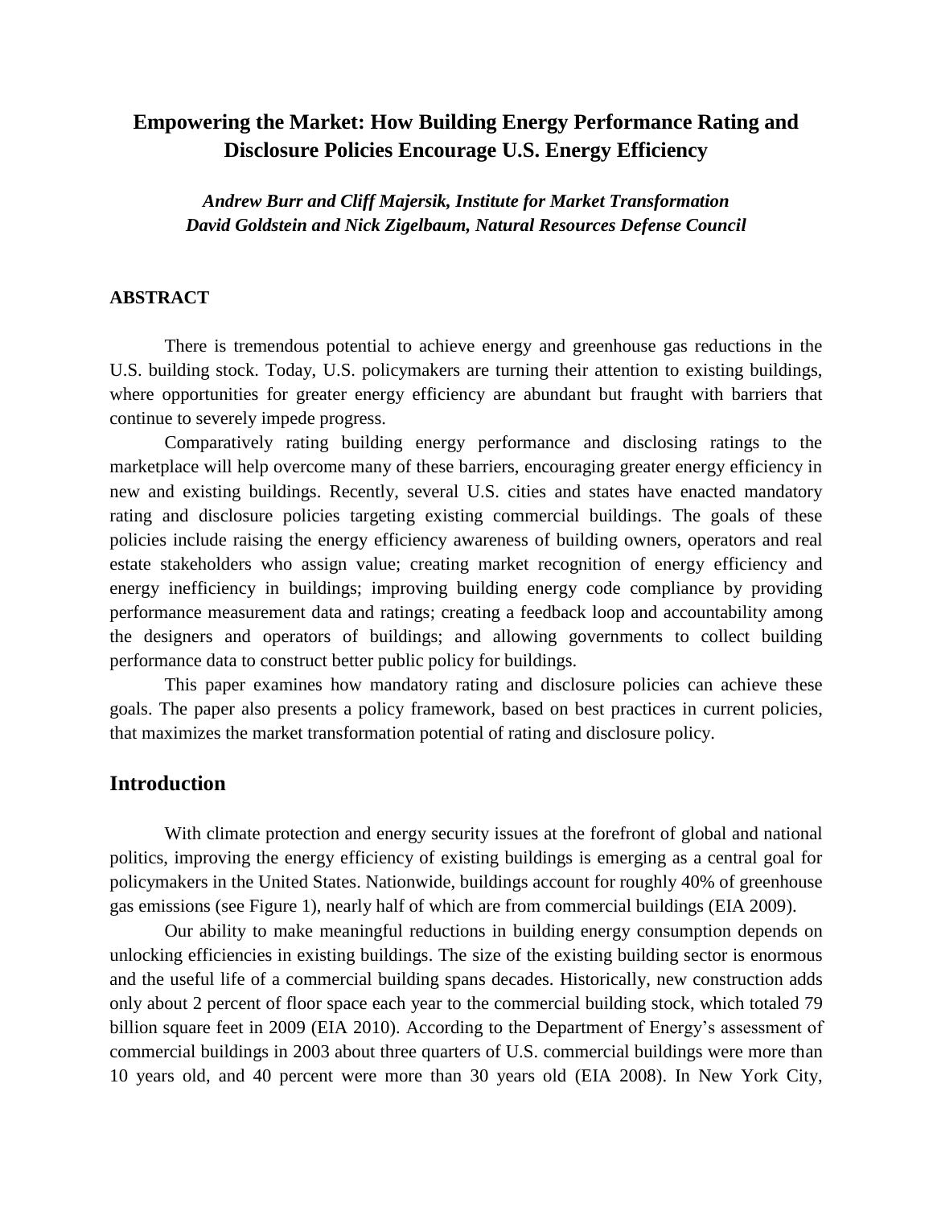# Empowering the Market: How Building Energy Performance Rating and Disclosure Policies Encourage U.S. Energy Efficiency

***Andrew Burr and Cliff Majersik, Institute for Market Transformation***
***David Goldstein and Nick Zigelbaum, Natural Resources Defense Council***

## ABSTRACT

There is tremendous potential to achieve energy and greenhouse gas reductions in the U.S. building stock. Today, U.S. policymakers are turning their attention to existing buildings, where opportunities for greater energy efficiency are abundant but fraught with barriers that continue to severely impede progress.

Comparatively rating building energy performance and disclosing ratings to the marketplace will help overcome many of these barriers, encouraging greater energy efficiency in new and existing buildings. Recently, several U.S. cities and states have enacted mandatory rating and disclosure policies targeting existing commercial buildings. The goals of these policies include raising the energy efficiency awareness of building owners, operators and real estate stakeholders who assign value; creating market recognition of energy efficiency and energy inefficiency in buildings; improving building energy code compliance by providing performance measurement data and ratings; creating a feedback loop and accountability among the designers and operators of buildings; and allowing governments to collect building performance data to construct better public policy for buildings.

This paper examines how mandatory rating and disclosure policies can achieve these goals. The paper also presents a policy framework, based on best practices in current policies, that maximizes the market transformation potential of rating and disclosure policy.

## Introduction

With climate protection and energy security issues at the forefront of global and national politics, improving the energy efficiency of existing buildings is emerging as a central goal for policymakers in the United States. Nationwide, buildings account for roughly 40% of greenhouse gas emissions (see Figure 1), nearly half of which are from commercial buildings (EIA 2009).

Our ability to make meaningful reductions in building energy consumption depends on unlocking efficiencies in existing buildings. The size of the existing building sector is enormous and the useful life of a commercial building spans decades. Historically, new construction adds only about 2 percent of floor space each year to the commercial building stock, which totaled 79 billion square feet in 2009 (EIA 2010). According to the Department of Energy's assessment of commercial buildings in 2003 about three quarters of U.S. commercial buildings were more than 10 years old, and 40 percent were more than 30 years old (EIA 2008). In New York City,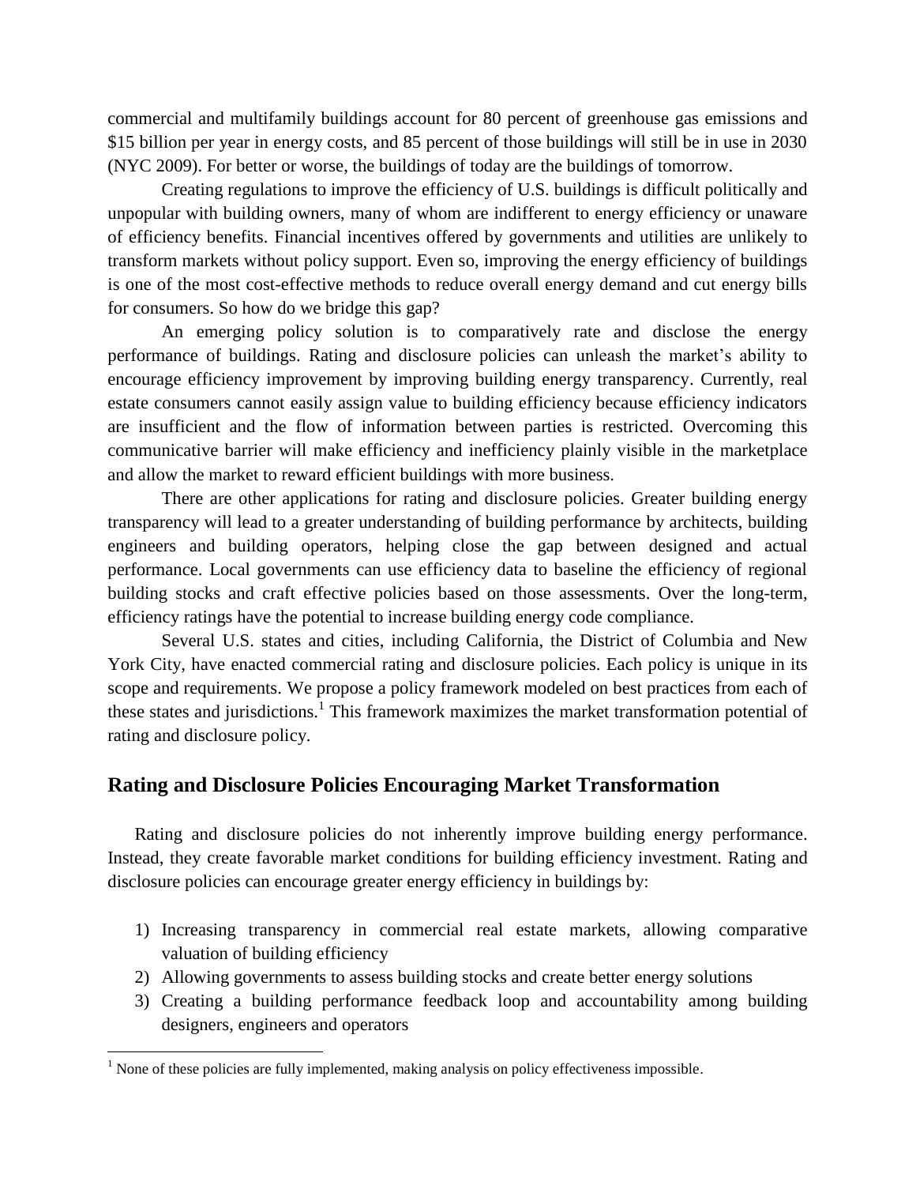commercial and multifamily buildings account for 80 percent of greenhouse gas emissions and $15 billion per year in energy costs, and 85 percent of those buildings will still be in use in 2030 (NYC 2009). For better or worse, the buildings of today are the buildings of tomorrow.

Creating regulations to improve the efficiency of U.S. buildings is difficult politically and unpopular with building owners, many of whom are indifferent to energy efficiency or unaware of efficiency benefits. Financial incentives offered by governments and utilities are unlikely to transform markets without policy support. Even so, improving the energy efficiency of buildings is one of the most cost-effective methods to reduce overall energy demand and cut energy bills for consumers. So how do we bridge this gap?

An emerging policy solution is to comparatively rate and disclose the energy performance of buildings. Rating and disclosure policies can unleash the market's ability to encourage efficiency improvement by improving building energy transparency. Currently, real estate consumers cannot easily assign value to building efficiency because efficiency indicators are insufficient and the flow of information between parties is restricted. Overcoming this communicative barrier will make efficiency and inefficiency plainly visible in the marketplace and allow the market to reward efficient buildings with more business.

There are other applications for rating and disclosure policies. Greater building energy transparency will lead to a greater understanding of building performance by architects, building engineers and building operators, helping close the gap between designed and actual performance. Local governments can use efficiency data to baseline the efficiency of regional building stocks and craft effective policies based on those assessments. Over the long-term, efficiency ratings have the potential to increase building energy code compliance.

Several U.S. states and cities, including California, the District of Columbia and New York City, have enacted commercial rating and disclosure policies. Each policy is unique in its scope and requirements. We propose a policy framework modeled on best practices from each of these states and jurisdictions.[1] This framework maximizes the market transformation potential of rating and disclosure policy.

## Rating and Disclosure Policies Encouraging Market Transformation

Rating and disclosure policies do not inherently improve building energy performance. Instead, they create favorable market conditions for building efficiency investment. Rating and disclosure policies can encourage greater energy efficiency in buildings by:

1) Increasing transparency in commercial real estate markets, allowing comparative valuation of building efficiency
2) Allowing governments to assess building stocks and create better energy solutions
3) Creating a building performance feedback loop and accountability among building designers, engineers and operators

[1] None of these policies are fully implemented, making analysis on policy effectiveness impossible.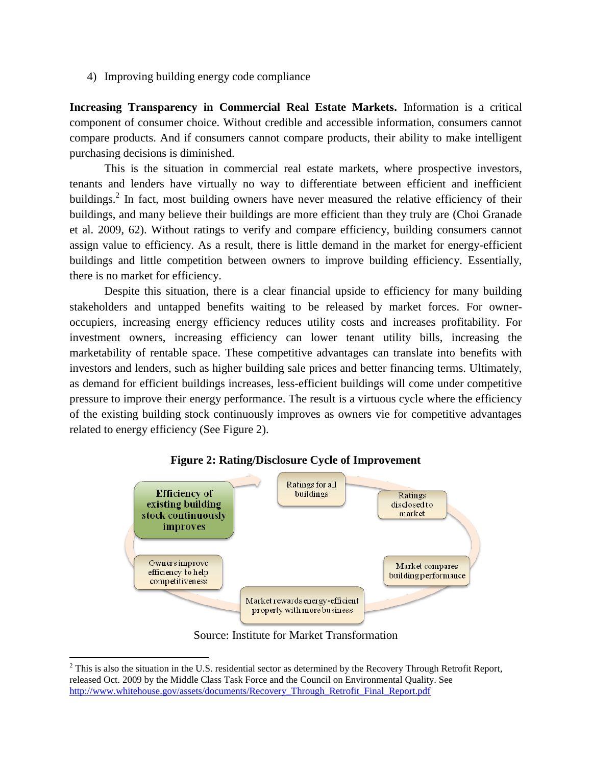4) Improving building energy code compliance

**Increasing Transparency in Commercial Real Estate Markets.** Information is a critical component of consumer choice. Without credible and accessible information, consumers cannot compare products. And if consumers cannot compare products, their ability to make intelligent purchasing decisions is diminished.

This is the situation in commercial real estate markets, where prospective investors, tenants and lenders have virtually no way to differentiate between efficient and inefficient buildings.[2] In fact, most building owners have never measured the relative efficiency of their buildings, and many believe their buildings are more efficient than they truly are (Choi Granade et al. 2009, 62). Without ratings to verify and compare efficiency, building consumers cannot assign value to efficiency. As a result, there is little demand in the market for energy-efficient buildings and little competition between owners to improve building efficiency. Essentially, there is no market for efficiency.

Despite this situation, there is a clear financial upside to efficiency for many building stakeholders and untapped benefits waiting to be released by market forces. For owner-occupiers, increasing energy efficiency reduces utility costs and increases profitability. For investment owners, increasing efficiency can lower tenant utility bills, increasing the marketability of rentable space. These competitive advantages can translate into benefits with investors and lenders, such as higher building sale prices and better financing terms. Ultimately, as demand for efficient buildings increases, less-efficient buildings will come under competitive pressure to improve their energy performance. The result is a virtuous cycle where the efficiency of the existing building stock continuously improves as owners vie for competitive advantages related to energy efficiency (See Figure 2).

**Figure 2: Rating/Disclosure Cycle of Improvement**

Ratings for all buildings → Ratings disclosed to market → Market compares building performance → Market rewards energy-efficient property with more business → Owners improve efficiency to help competitiveness → **Efficiency of existing building stock continuously improves**

Source: Institute for Market Transformation

---

[2] This is also the situation in the U.S. residential sector as determined by the Recovery Through Retrofit Report, released Oct. 2009 by the Middle Class Task Force and the Council on Environmental Quality. See http://www.whitehouse.gov/assets/documents/Recovery_Through_Retrofit_Final_Report.pdf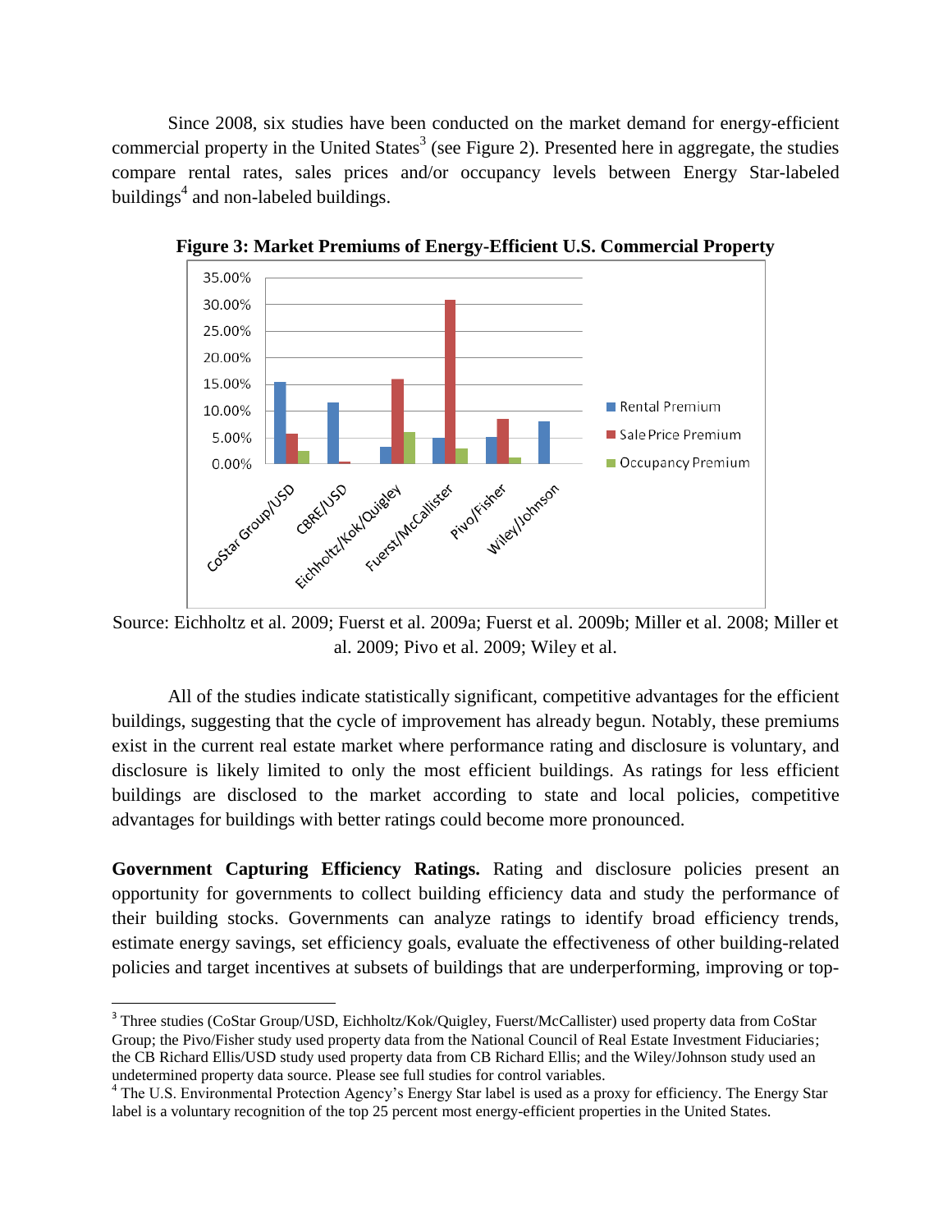Since 2008, six studies have been conducted on the market demand for energy-efficient commercial property in the United States[3] (see Figure 2). Presented here in aggregate, the studies compare rental rates, sales prices and/or occupancy levels between Energy Star-labeled buildings[4] and non-labeled buildings.

**Figure 3: Market Premiums of Energy-Efficient U.S. Commercial Property**

Source: Eichholtz et al. 2009; Fuerst et al. 2009a; Fuerst et al. 2009b; Miller et al. 2008; Miller et al. 2009; Pivo et al. 2009; Wiley et al.

All of the studies indicate statistically significant, competitive advantages for the efficient buildings, suggesting that the cycle of improvement has already begun. Notably, these premiums exist in the current real estate market where performance rating and disclosure is voluntary, and disclosure is likely limited to only the most efficient buildings. As ratings for less efficient buildings are disclosed to the market according to state and local policies, competitive advantages for buildings with better ratings could become more pronounced.

**Government Capturing Efficiency Ratings.** Rating and disclosure policies present an opportunity for governments to collect building efficiency data and study the performance of their building stocks. Governments can analyze ratings to identify broad efficiency trends, estimate energy savings, set efficiency goals, evaluate the effectiveness of other building-related policies and target incentives at subsets of buildings that are underperforming, improving or top-

---

[3] Three studies (CoStar Group/USD, Eichholtz/Kok/Quigley, Fuerst/McCallister) used property data from CoStar Group; the Pivo/Fisher study used property data from the National Council of Real Estate Investment Fiduciaries; the CB Richard Ellis/USD study used property data from CB Richard Ellis; and the Wiley/Johnson study used an undetermined property data source. Please see full studies for control variables.

[4] The U.S. Environmental Protection Agency's Energy Star label is used as a proxy for efficiency. The Energy Star label is a voluntary recognition of the top 25 percent most energy-efficient properties in the United States.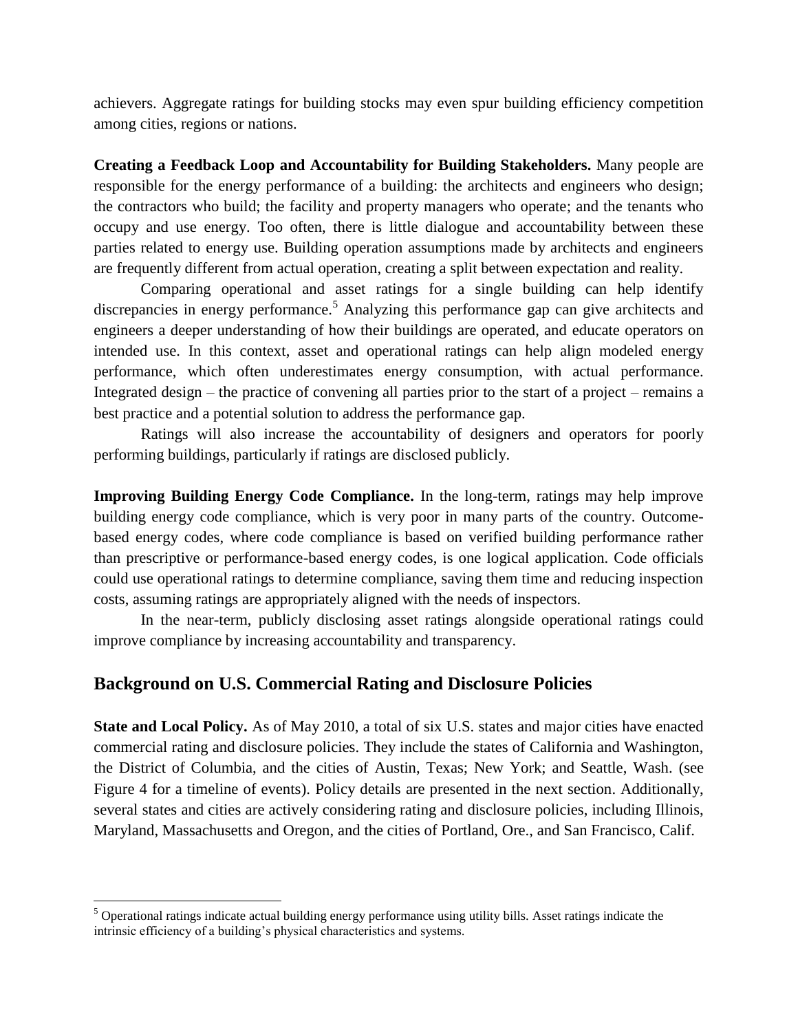achievers. Aggregate ratings for building stocks may even spur building efficiency competition among cities, regions or nations.

**Creating a Feedback Loop and Accountability for Building Stakeholders.** Many people are responsible for the energy performance of a building: the architects and engineers who design; the contractors who build; the facility and property managers who operate; and the tenants who occupy and use energy. Too often, there is little dialogue and accountability between these parties related to energy use. Building operation assumptions made by architects and engineers are frequently different from actual operation, creating a split between expectation and reality.

Comparing operational and asset ratings for a single building can help identify discrepancies in energy performance.[5] Analyzing this performance gap can give architects and engineers a deeper understanding of how their buildings are operated, and educate operators on intended use. In this context, asset and operational ratings can help align modeled energy performance, which often underestimates energy consumption, with actual performance. Integrated design – the practice of convening all parties prior to the start of a project – remains a best practice and a potential solution to address the performance gap.

Ratings will also increase the accountability of designers and operators for poorly performing buildings, particularly if ratings are disclosed publicly.

**Improving Building Energy Code Compliance.** In the long-term, ratings may help improve building energy code compliance, which is very poor in many parts of the country. Outcome-based energy codes, where code compliance is based on verified building performance rather than prescriptive or performance-based energy codes, is one logical application. Code officials could use operational ratings to determine compliance, saving them time and reducing inspection costs, assuming ratings are appropriately aligned with the needs of inspectors.

In the near-term, publicly disclosing asset ratings alongside operational ratings could improve compliance by increasing accountability and transparency.

## Background on U.S. Commercial Rating and Disclosure Policies

**State and Local Policy.** As of May 2010, a total of six U.S. states and major cities have enacted commercial rating and disclosure policies. They include the states of California and Washington, the District of Columbia, and the cities of Austin, Texas; New York; and Seattle, Wash. (see Figure 4 for a timeline of events). Policy details are presented in the next section. Additionally, several states and cities are actively considering rating and disclosure policies, including Illinois, Maryland, Massachusetts and Oregon, and the cities of Portland, Ore., and San Francisco, Calif.

[5] Operational ratings indicate actual building energy performance using utility bills. Asset ratings indicate the intrinsic efficiency of a building's physical characteristics and systems.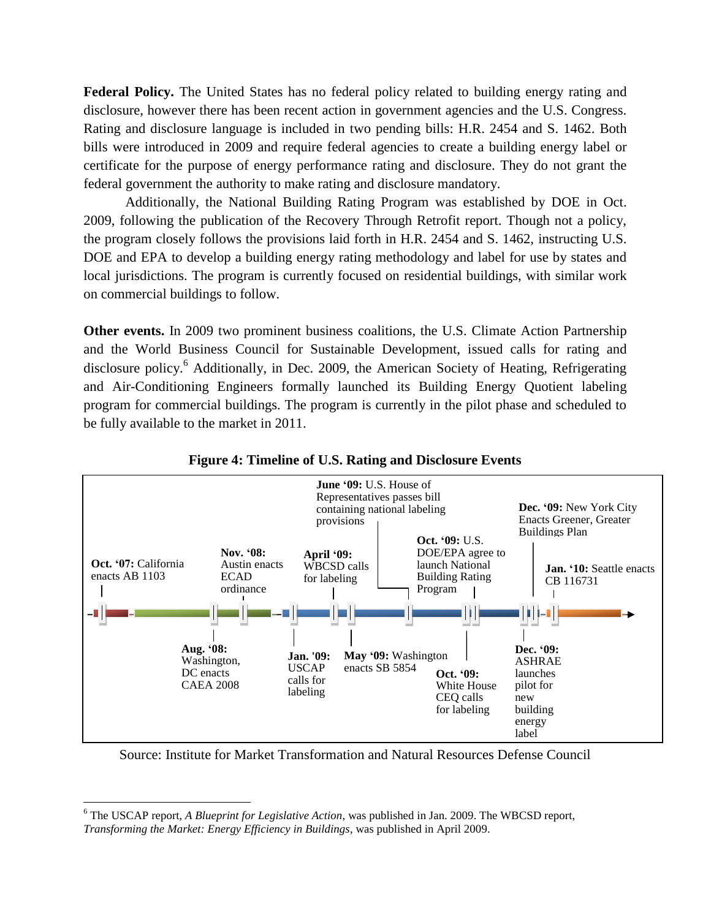**Federal Policy.** The United States has no federal policy related to building energy rating and disclosure, however there has been recent action in government agencies and the U.S. Congress. Rating and disclosure language is included in two pending bills: H.R. 2454 and S. 1462. Both bills were introduced in 2009 and require federal agencies to create a building energy label or certificate for the purpose of energy performance rating and disclosure. They do not grant the federal government the authority to make rating and disclosure mandatory.

Additionally, the National Building Rating Program was established by DOE in Oct. 2009, following the publication of the Recovery Through Retrofit report. Though not a policy, the program closely follows the provisions laid forth in H.R. 2454 and S. 1462, instructing U.S. DOE and EPA to develop a building energy rating methodology and label for use by states and local jurisdictions. The program is currently focused on residential buildings, with similar work on commercial buildings to follow.

**Other events.** In 2009 two prominent business coalitions, the U.S. Climate Action Partnership and the World Business Council for Sustainable Development, issued calls for rating and disclosure policy.[6] Additionally, in Dec. 2009, the American Society of Heating, Refrigerating and Air-Conditioning Engineers formally launched its Building Energy Quotient labeling program for commercial buildings. The program is currently in the pilot phase and scheduled to be fully available to the market in 2011.

**Figure 4: Timeline of U.S. Rating and Disclosure Events**

- **Oct. '07:** California enacts AB 1103
- **Aug. '08:** Washington, DC enacts CAEA 2008
- **Nov. '08:** Austin enacts ECAD ordinance
- **Jan. '09:** USCAP calls for labeling
- **April '09:** WBCSD calls for labeling
- **May '09:** Washington enacts SB 5854
- **June '09:** U.S. House of Representatives passes bill containing national labeling provisions
- **Oct. '09:** U.S. DOE/EPA agree to launch National Building Rating Program
- **Oct. '09:** White House CEQ calls for labeling
- **Dec. '09:** ASHRAE launches pilot for new building energy label
- **Dec. '09:** New York City Enacts Greener, Greater Buildings Plan
- **Jan. '10:** Seattle enacts CB 116731

Source: Institute for Market Transformation and Natural Resources Defense Council

---

[6] The USCAP report, *A Blueprint for Legislative Action*, was published in Jan. 2009. The WBCSD report, *Transforming the Market: Energy Efficiency in Buildings*, was published in April 2009.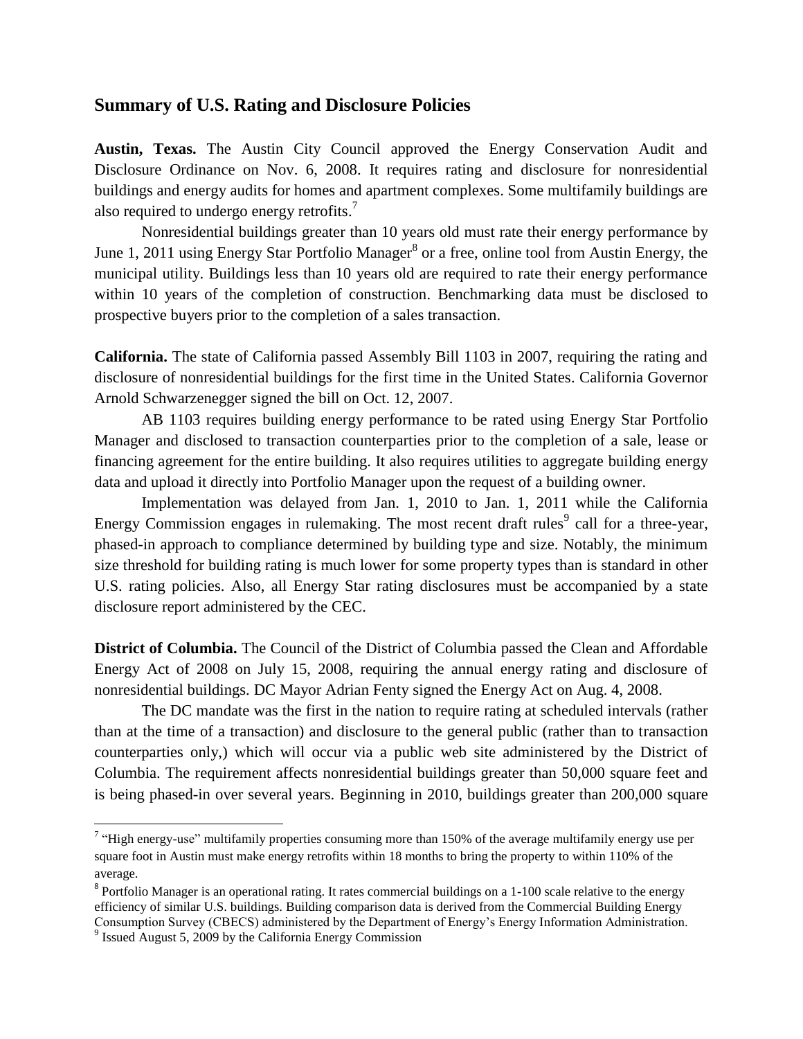## Summary of U.S. Rating and Disclosure Policies

**Austin, Texas.** The Austin City Council approved the Energy Conservation Audit and Disclosure Ordinance on Nov. 6, 2008. It requires rating and disclosure for nonresidential buildings and energy audits for homes and apartment complexes. Some multifamily buildings are also required to undergo energy retrofits.[7]

Nonresidential buildings greater than 10 years old must rate their energy performance by June 1, 2011 using Energy Star Portfolio Manager[8] or a free, online tool from Austin Energy, the municipal utility. Buildings less than 10 years old are required to rate their energy performance within 10 years of the completion of construction. Benchmarking data must be disclosed to prospective buyers prior to the completion of a sales transaction.

**California.** The state of California passed Assembly Bill 1103 in 2007, requiring the rating and disclosure of nonresidential buildings for the first time in the United States. California Governor Arnold Schwarzenegger signed the bill on Oct. 12, 2007.

AB 1103 requires building energy performance to be rated using Energy Star Portfolio Manager and disclosed to transaction counterparties prior to the completion of a sale, lease or financing agreement for the entire building. It also requires utilities to aggregate building energy data and upload it directly into Portfolio Manager upon the request of a building owner.

Implementation was delayed from Jan. 1, 2010 to Jan. 1, 2011 while the California Energy Commission engages in rulemaking. The most recent draft rules[9] call for a three-year, phased-in approach to compliance determined by building type and size. Notably, the minimum size threshold for building rating is much lower for some property types than is standard in other U.S. rating policies. Also, all Energy Star rating disclosures must be accompanied by a state disclosure report administered by the CEC.

**District of Columbia.** The Council of the District of Columbia passed the Clean and Affordable Energy Act of 2008 on July 15, 2008, requiring the annual energy rating and disclosure of nonresidential buildings. DC Mayor Adrian Fenty signed the Energy Act on Aug. 4, 2008.

The DC mandate was the first in the nation to require rating at scheduled intervals (rather than at the time of a transaction) and disclosure to the general public (rather than to transaction counterparties only,) which will occur via a public web site administered by the District of Columbia. The requirement affects nonresidential buildings greater than 50,000 square feet and is being phased-in over several years. Beginning in 2010, buildings greater than 200,000 square

---

[7] "High energy-use" multifamily properties consuming more than 150% of the average multifamily energy use per square foot in Austin must make energy retrofits within 18 months to bring the property to within 110% of the average.

[8] Portfolio Manager is an operational rating. It rates commercial buildings on a 1-100 scale relative to the energy efficiency of similar U.S. buildings. Building comparison data is derived from the Commercial Building Energy Consumption Survey (CBECS) administered by the Department of Energy's Energy Information Administration.

[9] Issued August 5, 2009 by the California Energy Commission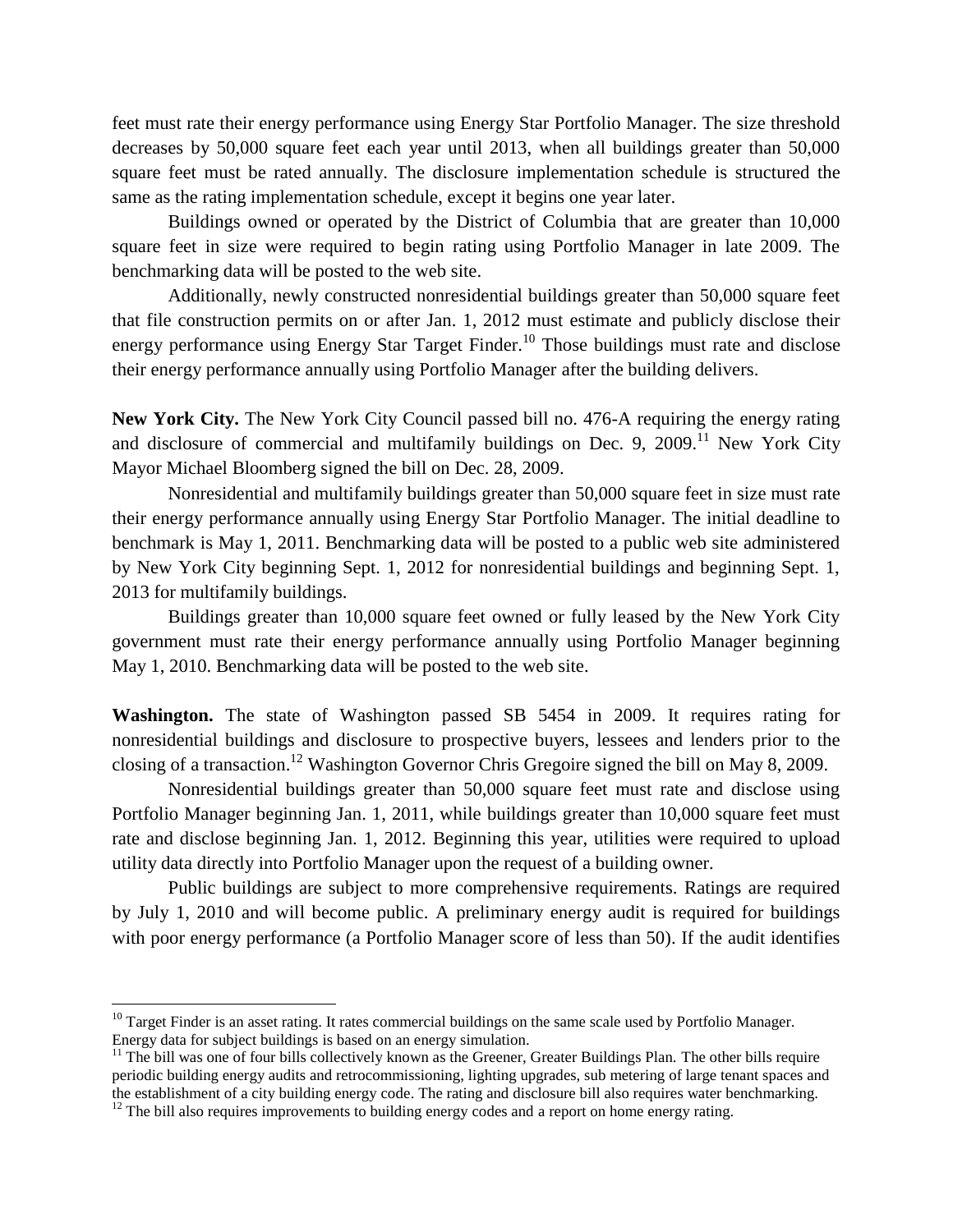feet must rate their energy performance using Energy Star Portfolio Manager. The size threshold decreases by 50,000 square feet each year until 2013, when all buildings greater than 50,000 square feet must be rated annually. The disclosure implementation schedule is structured the same as the rating implementation schedule, except it begins one year later.

Buildings owned or operated by the District of Columbia that are greater than 10,000 square feet in size were required to begin rating using Portfolio Manager in late 2009. The benchmarking data will be posted to the web site.

Additionally, newly constructed nonresidential buildings greater than 50,000 square feet that file construction permits on or after Jan. 1, 2012 must estimate and publicly disclose their energy performance using Energy Star Target Finder.[10] Those buildings must rate and disclose their energy performance annually using Portfolio Manager after the building delivers.

**New York City.** The New York City Council passed bill no. 476-A requiring the energy rating and disclosure of commercial and multifamily buildings on Dec. 9, 2009.[11] New York City Mayor Michael Bloomberg signed the bill on Dec. 28, 2009.

Nonresidential and multifamily buildings greater than 50,000 square feet in size must rate their energy performance annually using Energy Star Portfolio Manager. The initial deadline to benchmark is May 1, 2011. Benchmarking data will be posted to a public web site administered by New York City beginning Sept. 1, 2012 for nonresidential buildings and beginning Sept. 1, 2013 for multifamily buildings.

Buildings greater than 10,000 square feet owned or fully leased by the New York City government must rate their energy performance annually using Portfolio Manager beginning May 1, 2010. Benchmarking data will be posted to the web site.

**Washington.** The state of Washington passed SB 5454 in 2009. It requires rating for nonresidential buildings and disclosure to prospective buyers, lessees and lenders prior to the closing of a transaction.[12] Washington Governor Chris Gregoire signed the bill on May 8, 2009.

Nonresidential buildings greater than 50,000 square feet must rate and disclose using Portfolio Manager beginning Jan. 1, 2011, while buildings greater than 10,000 square feet must rate and disclose beginning Jan. 1, 2012. Beginning this year, utilities were required to upload utility data directly into Portfolio Manager upon the request of a building owner.

Public buildings are subject to more comprehensive requirements. Ratings are required by July 1, 2010 and will become public. A preliminary energy audit is required for buildings with poor energy performance (a Portfolio Manager score of less than 50). If the audit identifies

---

[10] Target Finder is an asset rating. It rates commercial buildings on the same scale used by Portfolio Manager. Energy data for subject buildings is based on an energy simulation.

[11] The bill was one of four bills collectively known as the Greener, Greater Buildings Plan. The other bills require periodic building energy audits and retrocommissioning, lighting upgrades, sub metering of large tenant spaces and the establishment of a city building energy code. The rating and disclosure bill also requires water benchmarking.

[12] The bill also requires improvements to building energy codes and a report on home energy rating.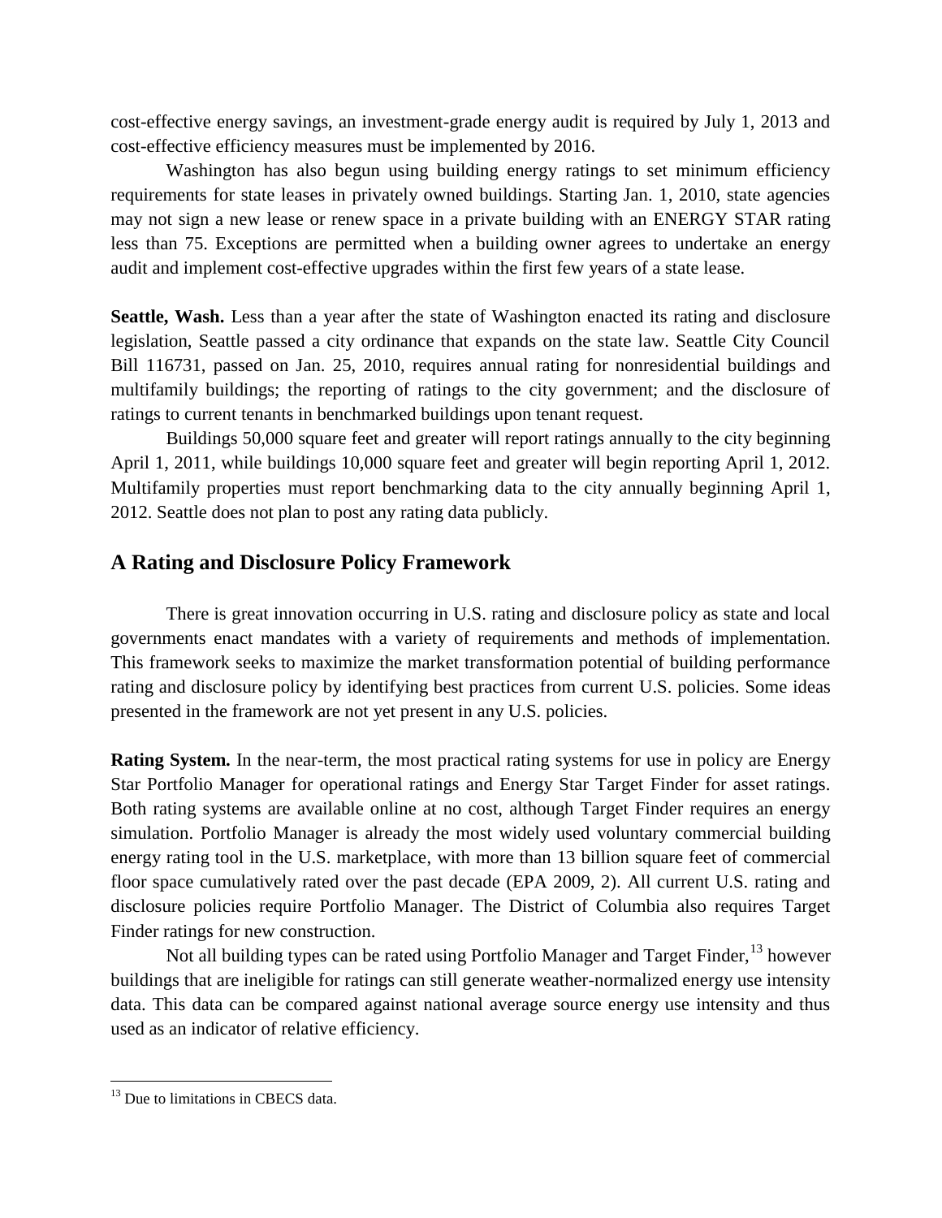cost-effective energy savings, an investment-grade energy audit is required by July 1, 2013 and cost-effective efficiency measures must be implemented by 2016.

Washington has also begun using building energy ratings to set minimum efficiency requirements for state leases in privately owned buildings. Starting Jan. 1, 2010, state agencies may not sign a new lease or renew space in a private building with an ENERGY STAR rating less than 75. Exceptions are permitted when a building owner agrees to undertake an energy audit and implement cost-effective upgrades within the first few years of a state lease.

**Seattle, Wash.** Less than a year after the state of Washington enacted its rating and disclosure legislation, Seattle passed a city ordinance that expands on the state law. Seattle City Council Bill 116731, passed on Jan. 25, 2010, requires annual rating for nonresidential buildings and multifamily buildings; the reporting of ratings to the city government; and the disclosure of ratings to current tenants in benchmarked buildings upon tenant request.

Buildings 50,000 square feet and greater will report ratings annually to the city beginning April 1, 2011, while buildings 10,000 square feet and greater will begin reporting April 1, 2012. Multifamily properties must report benchmarking data to the city annually beginning April 1, 2012. Seattle does not plan to post any rating data publicly.

## A Rating and Disclosure Policy Framework

There is great innovation occurring in U.S. rating and disclosure policy as state and local governments enact mandates with a variety of requirements and methods of implementation. This framework seeks to maximize the market transformation potential of building performance rating and disclosure policy by identifying best practices from current U.S. policies. Some ideas presented in the framework are not yet present in any U.S. policies.

**Rating System.** In the near-term, the most practical rating systems for use in policy are Energy Star Portfolio Manager for operational ratings and Energy Star Target Finder for asset ratings. Both rating systems are available online at no cost, although Target Finder requires an energy simulation. Portfolio Manager is already the most widely used voluntary commercial building energy rating tool in the U.S. marketplace, with more than 13 billion square feet of commercial floor space cumulatively rated over the past decade (EPA 2009, 2). All current U.S. rating and disclosure policies require Portfolio Manager. The District of Columbia also requires Target Finder ratings for new construction.

Not all building types can be rated using Portfolio Manager and Target Finder,[13] however buildings that are ineligible for ratings can still generate weather-normalized energy use intensity data. This data can be compared against national average source energy use intensity and thus used as an indicator of relative efficiency.

---

[13] Due to limitations in CBECS data.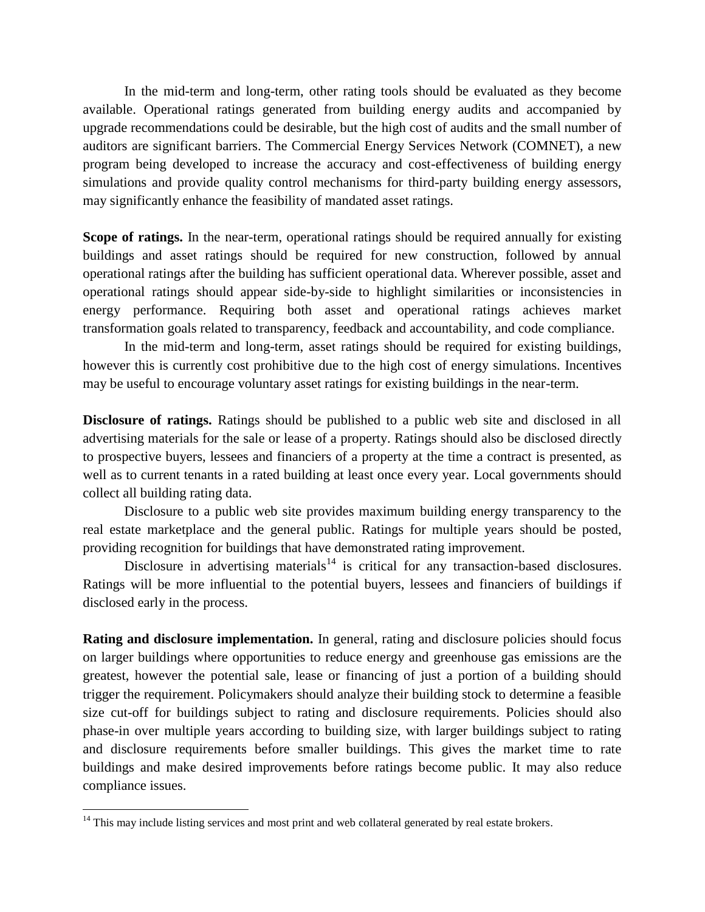In the mid-term and long-term, other rating tools should be evaluated as they become available. Operational ratings generated from building energy audits and accompanied by upgrade recommendations could be desirable, but the high cost of audits and the small number of auditors are significant barriers. The Commercial Energy Services Network (COMNET), a new program being developed to increase the accuracy and cost-effectiveness of building energy simulations and provide quality control mechanisms for third-party building energy assessors, may significantly enhance the feasibility of mandated asset ratings.

**Scope of ratings.** In the near-term, operational ratings should be required annually for existing buildings and asset ratings should be required for new construction, followed by annual operational ratings after the building has sufficient operational data. Wherever possible, asset and operational ratings should appear side-by-side to highlight similarities or inconsistencies in energy performance. Requiring both asset and operational ratings achieves market transformation goals related to transparency, feedback and accountability, and code compliance.

In the mid-term and long-term, asset ratings should be required for existing buildings, however this is currently cost prohibitive due to the high cost of energy simulations. Incentives may be useful to encourage voluntary asset ratings for existing buildings in the near-term.

**Disclosure of ratings.** Ratings should be published to a public web site and disclosed in all advertising materials for the sale or lease of a property. Ratings should also be disclosed directly to prospective buyers, lessees and financiers of a property at the time a contract is presented, as well as to current tenants in a rated building at least once every year. Local governments should collect all building rating data.

Disclosure to a public web site provides maximum building energy transparency to the real estate marketplace and the general public. Ratings for multiple years should be posted, providing recognition for buildings that have demonstrated rating improvement.

Disclosure in advertising materials[14] is critical for any transaction-based disclosures. Ratings will be more influential to the potential buyers, lessees and financiers of buildings if disclosed early in the process.

**Rating and disclosure implementation.** In general, rating and disclosure policies should focus on larger buildings where opportunities to reduce energy and greenhouse gas emissions are the greatest, however the potential sale, lease or financing of just a portion of a building should trigger the requirement. Policymakers should analyze their building stock to determine a feasible size cut-off for buildings subject to rating and disclosure requirements. Policies should also phase-in over multiple years according to building size, with larger buildings subject to rating and disclosure requirements before smaller buildings. This gives the market time to rate buildings and make desired improvements before ratings become public. It may also reduce compliance issues.

---

[14] This may include listing services and most print and web collateral generated by real estate brokers.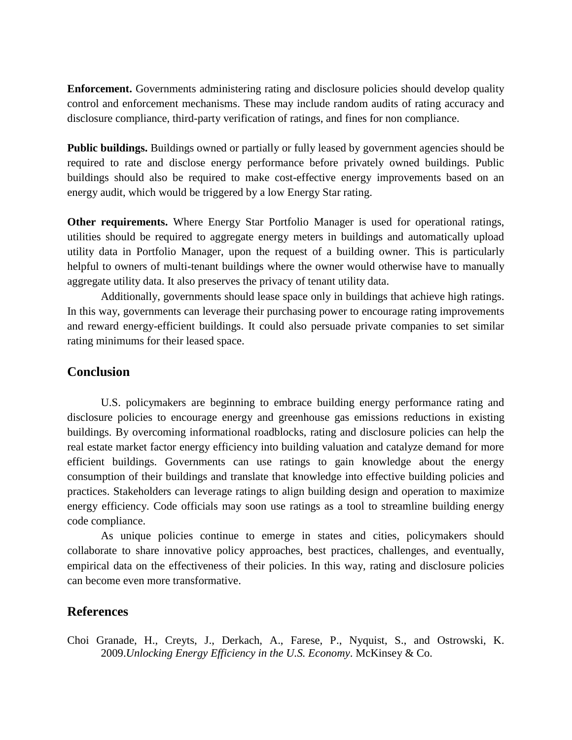**Enforcement.** Governments administering rating and disclosure policies should develop quality control and enforcement mechanisms. These may include random audits of rating accuracy and disclosure compliance, third-party verification of ratings, and fines for non compliance.

**Public buildings.** Buildings owned or partially or fully leased by government agencies should be required to rate and disclose energy performance before privately owned buildings. Public buildings should also be required to make cost-effective energy improvements based on an energy audit, which would be triggered by a low Energy Star rating.

**Other requirements.** Where Energy Star Portfolio Manager is used for operational ratings, utilities should be required to aggregate energy meters in buildings and automatically upload utility data in Portfolio Manager, upon the request of a building owner. This is particularly helpful to owners of multi-tenant buildings where the owner would otherwise have to manually aggregate utility data. It also preserves the privacy of tenant utility data.

Additionally, governments should lease space only in buildings that achieve high ratings. In this way, governments can leverage their purchasing power to encourage rating improvements and reward energy-efficient buildings. It could also persuade private companies to set similar rating minimums for their leased space.

## Conclusion

U.S. policymakers are beginning to embrace building energy performance rating and disclosure policies to encourage energy and greenhouse gas emissions reductions in existing buildings. By overcoming informational roadblocks, rating and disclosure policies can help the real estate market factor energy efficiency into building valuation and catalyze demand for more efficient buildings. Governments can use ratings to gain knowledge about the energy consumption of their buildings and translate that knowledge into effective building policies and practices. Stakeholders can leverage ratings to align building design and operation to maximize energy efficiency. Code officials may soon use ratings as a tool to streamline building energy code compliance.

As unique policies continue to emerge in states and cities, policymakers should collaborate to share innovative policy approaches, best practices, challenges, and eventually, empirical data on the effectiveness of their policies. In this way, rating and disclosure policies can become even more transformative.

## References

Choi Granade, H., Creyts, J., Derkach, A., Farese, P., Nyquist, S., and Ostrowski, K. 2009.*Unlocking Energy Efficiency in the U.S. Economy*. McKinsey & Co.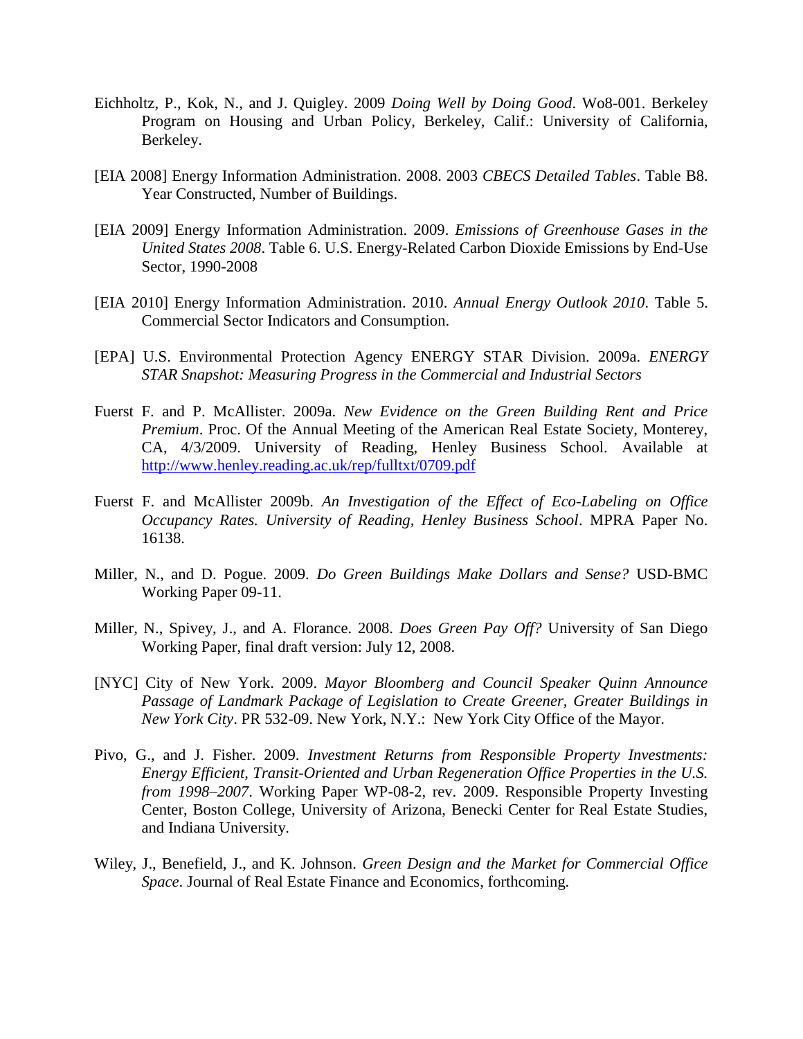Eichholtz, P., Kok, N., and J. Quigley. 2009 *Doing Well by Doing Good*. Wo8-001. Berkeley Program on Housing and Urban Policy, Berkeley, Calif.: University of California, Berkeley.

[EIA 2008] Energy Information Administration. 2008. 2003 *CBECS Detailed Tables*. Table B8. Year Constructed, Number of Buildings.

[EIA 2009] Energy Information Administration. 2009. *Emissions of Greenhouse Gases in the United States 2008*. Table 6. U.S. Energy-Related Carbon Dioxide Emissions by End-Use Sector, 1990-2008

[EIA 2010] Energy Information Administration. 2010. *Annual Energy Outlook 2010*. Table 5. Commercial Sector Indicators and Consumption.

[EPA] U.S. Environmental Protection Agency ENERGY STAR Division. 2009a. *ENERGY STAR Snapshot: Measuring Progress in the Commercial and Industrial Sectors*

Fuerst F. and P. McAllister. 2009a. *New Evidence on the Green Building Rent and Price Premium*. Proc. Of the Annual Meeting of the American Real Estate Society, Monterey, CA, 4/3/2009. University of Reading, Henley Business School. Available at http://www.henley.reading.ac.uk/rep/fulltxt/0709.pdf

Fuerst F. and McAllister 2009b. *An Investigation of the Effect of Eco-Labeling on Office Occupancy Rates. University of Reading, Henley Business School*. MPRA Paper No. 16138.

Miller, N., and D. Pogue. 2009. *Do Green Buildings Make Dollars and Sense?* USD-BMC Working Paper 09-11.

Miller, N., Spivey, J., and A. Florance. 2008. *Does Green Pay Off?* University of San Diego Working Paper, final draft version: July 12, 2008.

[NYC] City of New York. 2009. *Mayor Bloomberg and Council Speaker Quinn Announce Passage of Landmark Package of Legislation to Create Greener, Greater Buildings in New York City*. PR 532-09. New York, N.Y.: New York City Office of the Mayor.

Pivo, G., and J. Fisher. 2009. *Investment Returns from Responsible Property Investments: Energy Efficient, Transit-Oriented and Urban Regeneration Office Properties in the U.S. from 1998–2007*. Working Paper WP-08-2, rev. 2009. Responsible Property Investing Center, Boston College, University of Arizona, Benecki Center for Real Estate Studies, and Indiana University.

Wiley, J., Benefield, J., and K. Johnson. *Green Design and the Market for Commercial Office Space*. Journal of Real Estate Finance and Economics, forthcoming.